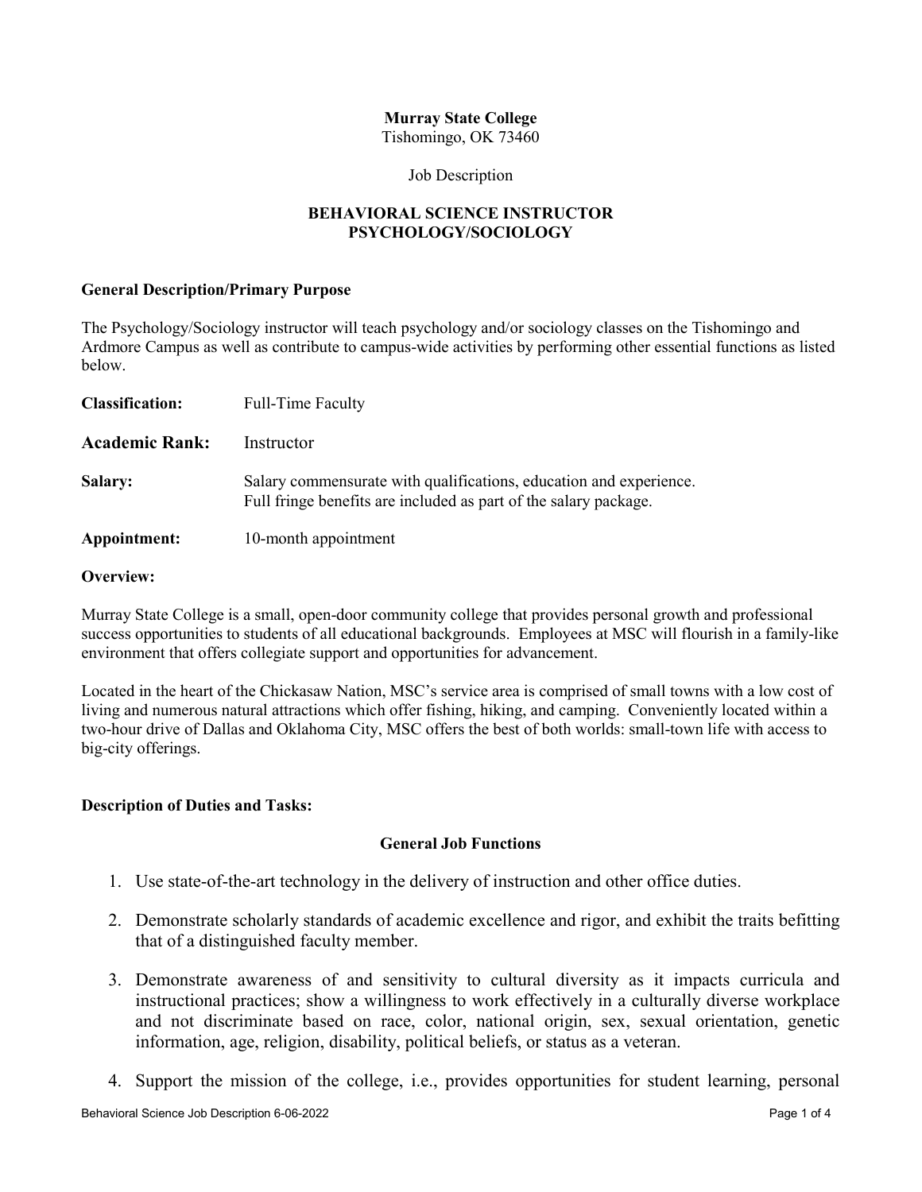**Murray State College**
Tishomingo, OK 73460

Job Description

# BEHAVIORAL SCIENCE INSTRUCTOR PSYCHOLOGY/SOCIOLOGY

### General Description/Primary Purpose

The Psychology/Sociology instructor will teach psychology and/or sociology classes on the Tishomingo and Ardmore Campus as well as contribute to campus-wide activities by performing other essential functions as listed below.

**Classification:** Full-Time Faculty

**Academic Rank:** Instructor

**Salary:** Salary commensurate with qualifications, education and experience. Full fringe benefits are included as part of the salary package.

**Appointment:** 10-month appointment

### Overview:

Murray State College is a small, open-door community college that provides personal growth and professional success opportunities to students of all educational backgrounds. Employees at MSC will flourish in a family-like environment that offers collegiate support and opportunities for advancement.

Located in the heart of the Chickasaw Nation, MSC's service area is comprised of small towns with a low cost of living and numerous natural attractions which offer fishing, hiking, and camping. Conveniently located within a two-hour drive of Dallas and Oklahoma City, MSC offers the best of both worlds: small-town life with access to big-city offerings.

### Description of Duties and Tasks:

#### General Job Functions

1. Use state-of-the-art technology in the delivery of instruction and other office duties.
2. Demonstrate scholarly standards of academic excellence and rigor, and exhibit the traits befitting that of a distinguished faculty member.
3. Demonstrate awareness of and sensitivity to cultural diversity as it impacts curricula and instructional practices; show a willingness to work effectively in a culturally diverse workplace and not discriminate based on race, color, national origin, sex, sexual orientation, genetic information, age, religion, disability, political beliefs, or status as a veteran.
4. Support the mission of the college, i.e., provides opportunities for student learning, personal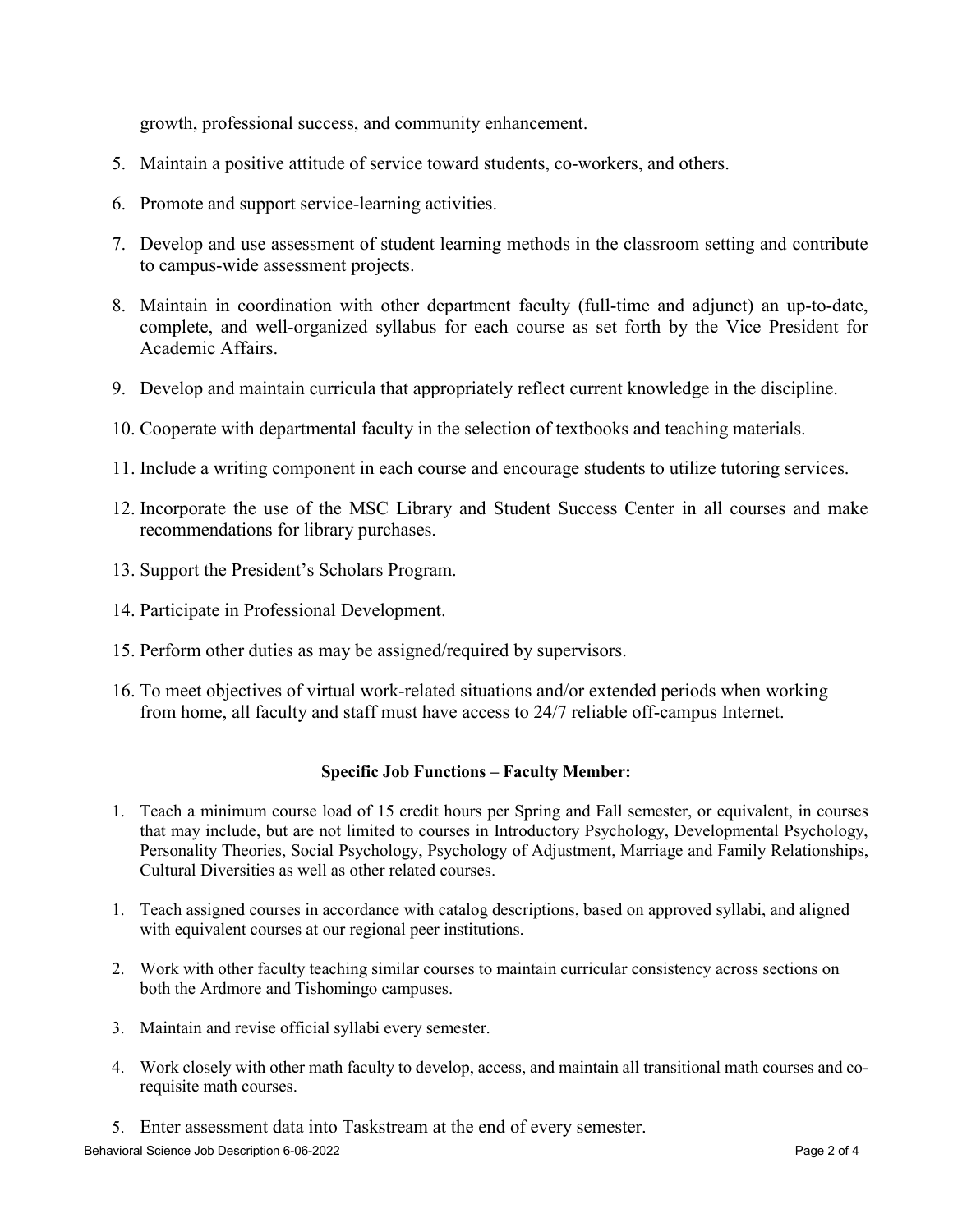growth, professional success, and community enhancement.

5. Maintain a positive attitude of service toward students, co-workers, and others.
6. Promote and support service-learning activities.
7. Develop and use assessment of student learning methods in the classroom setting and contribute to campus-wide assessment projects.
8. Maintain in coordination with other department faculty (full-time and adjunct) an up-to-date, complete, and well-organized syllabus for each course as set forth by the Vice President for Academic Affairs.
9. Develop and maintain curricula that appropriately reflect current knowledge in the discipline.
10. Cooperate with departmental faculty in the selection of textbooks and teaching materials.
11. Include a writing component in each course and encourage students to utilize tutoring services.
12. Incorporate the use of the MSC Library and Student Success Center in all courses and make recommendations for library purchases.
13. Support the President's Scholars Program.
14. Participate in Professional Development.
15. Perform other duties as may be assigned/required by supervisors.
16. To meet objectives of virtual work-related situations and/or extended periods when working from home, all faculty and staff must have access to 24/7 reliable off-campus Internet.

**Specific Job Functions – Faculty Member:**

1. Teach a minimum course load of 15 credit hours per Spring and Fall semester, or equivalent, in courses that may include, but are not limited to courses in Introductory Psychology, Developmental Psychology, Personality Theories, Social Psychology, Psychology of Adjustment, Marriage and Family Relationships, Cultural Diversities as well as other related courses.

1. Teach assigned courses in accordance with catalog descriptions, based on approved syllabi, and aligned with equivalent courses at our regional peer institutions.
2. Work with other faculty teaching similar courses to maintain curricular consistency across sections on both the Ardmore and Tishomingo campuses.
3. Maintain and revise official syllabi every semester.
4. Work closely with other math faculty to develop, access, and maintain all transitional math courses and co-requisite math courses.
5. Enter assessment data into Taskstream at the end of every semester.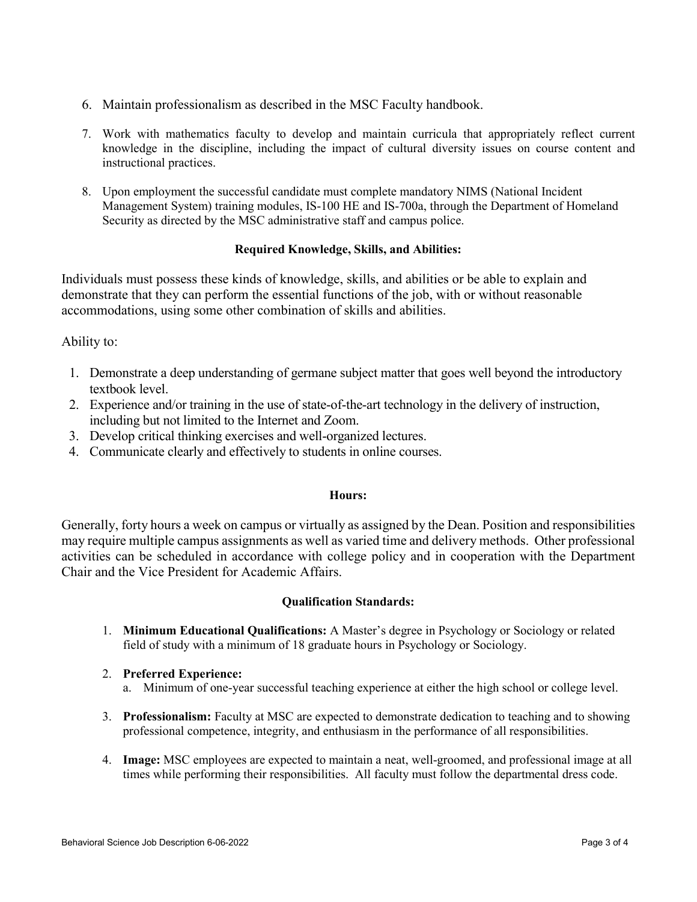6. Maintain professionalism as described in the MSC Faculty handbook.

7. Work with mathematics faculty to develop and maintain curricula that appropriately reflect current knowledge in the discipline, including the impact of cultural diversity issues on course content and instructional practices.

8. Upon employment the successful candidate must complete mandatory NIMS (National Incident Management System) training modules, IS-100 HE and IS-700a, through the Department of Homeland Security as directed by the MSC administrative staff and campus police.

**Required Knowledge, Skills, and Abilities:**

Individuals must possess these kinds of knowledge, skills, and abilities or be able to explain and demonstrate that they can perform the essential functions of the job, with or without reasonable accommodations, using some other combination of skills and abilities.

Ability to:

1. Demonstrate a deep understanding of germane subject matter that goes well beyond the introductory textbook level.
2. Experience and/or training in the use of state-of-the-art technology in the delivery of instruction, including but not limited to the Internet and Zoom.
3. Develop critical thinking exercises and well-organized lectures.
4. Communicate clearly and effectively to students in online courses.

**Hours:**

Generally, forty hours a week on campus or virtually as assigned by the Dean. Position and responsibilities may require multiple campus assignments as well as varied time and delivery methods. Other professional activities can be scheduled in accordance with college policy and in cooperation with the Department Chair and the Vice President for Academic Affairs.

**Qualification Standards:**

1. **Minimum Educational Qualifications:** A Master's degree in Psychology or Sociology or related field of study with a minimum of 18 graduate hours in Psychology or Sociology.

2. **Preferred Experience:**
   a. Minimum of one-year successful teaching experience at either the high school or college level.

3. **Professionalism:** Faculty at MSC are expected to demonstrate dedication to teaching and to showing professional competence, integrity, and enthusiasm in the performance of all responsibilities.

4. **Image:** MSC employees are expected to maintain a neat, well-groomed, and professional image at all times while performing their responsibilities. All faculty must follow the departmental dress code.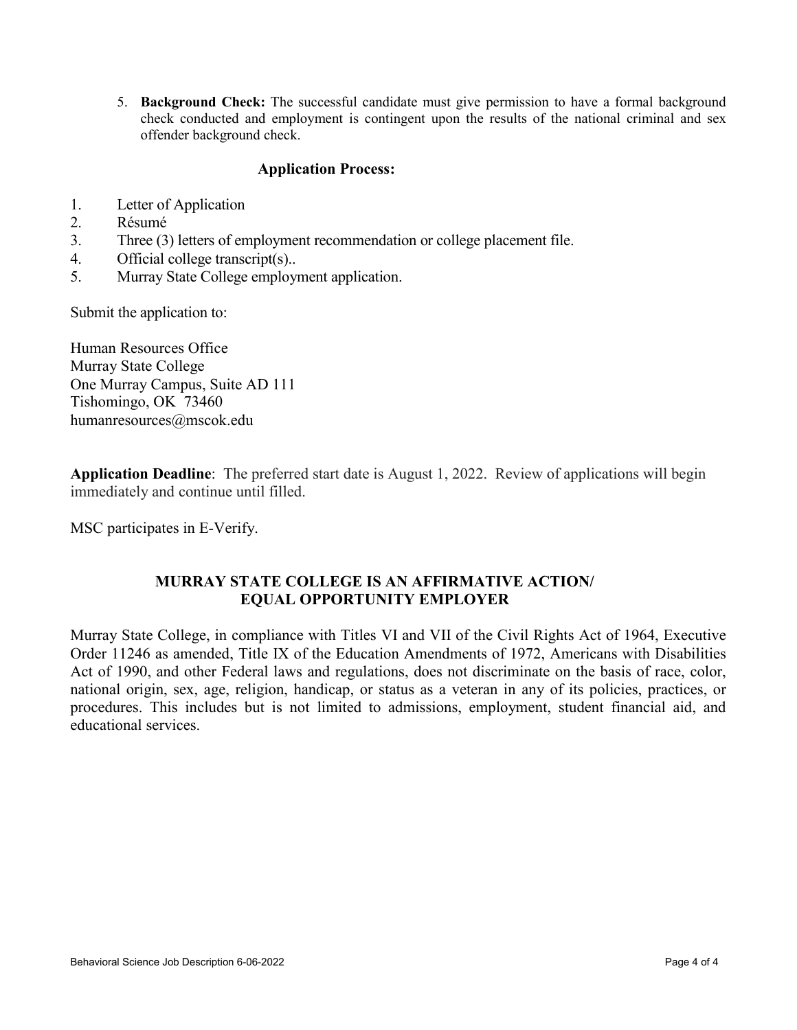5. **Background Check:** The successful candidate must give permission to have a formal background check conducted and employment is contingent upon the results of the national criminal and sex offender background check.

## Application Process:

1. Letter of Application
2. Résumé
3. Three (3) letters of employment recommendation or college placement file.
4. Official college transcript(s)..
5. Murray State College employment application.

Submit the application to:

Human Resources Office
Murray State College
One Murray Campus, Suite AD 111
Tishomingo, OK 73460
humanresources@mscok.edu

**Application Deadline**: The preferred start date is August 1, 2022. Review of applications will begin immediately and continue until filled.

MSC participates in E-Verify.

## MURRAY STATE COLLEGE IS AN AFFIRMATIVE ACTION/ EQUAL OPPORTUNITY EMPLOYER

Murray State College, in compliance with Titles VI and VII of the Civil Rights Act of 1964, Executive Order 11246 as amended, Title IX of the Education Amendments of 1972, Americans with Disabilities Act of 1990, and other Federal laws and regulations, does not discriminate on the basis of race, color, national origin, sex, age, religion, handicap, or status as a veteran in any of its policies, practices, or procedures. This includes but is not limited to admissions, employment, student financial aid, and educational services.